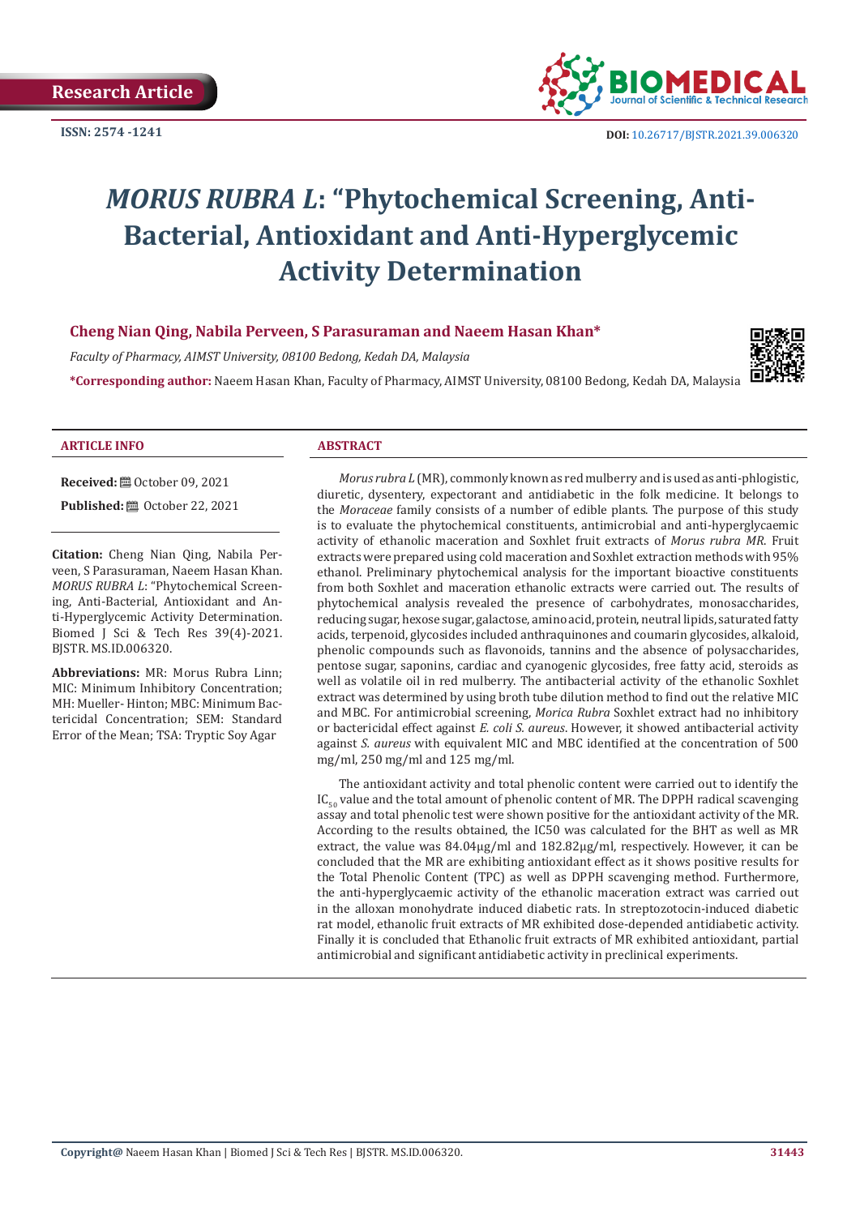Research Article

ISSN: 2574 -1241

DOI: 10.26717/BJSTR.2021.39.006320

# *MORUS RUBRA L*: "Phytochemical Screening, Anti-Bacterial, Antioxidant and Anti-Hyperglycemic Activity Determination

**Cheng Nian Qing, Nabila Perveen, S Parasuraman and Naeem Hasan Khan***

*Faculty of Pharmacy, AIMST University, 08100 Bedong, Kedah DA, Malaysia*

***Corresponding author:** Naeem Hasan Khan, Faculty of Pharmacy, AIMST University, 08100 Bedong, Kedah DA, Malaysia

## ARTICLE INFO

**Received:** October 09, 2021

**Published:** October 22, 2021

**Citation:** Cheng Nian Qing, Nabila Perveen, S Parasuraman, Naeem Hasan Khan. *MORUS RUBRA L*: "Phytochemical Screening, Anti-Bacterial, Antioxidant and Anti-Hyperglycemic Activity Determination. Biomed J Sci & Tech Res 39(4)-2021. BJSTR. MS.ID.006320.

**Abbreviations:** MR: Morus Rubra Linn; MIC: Minimum Inhibitory Concentration; MH: Mueller- Hinton; MBC: Minimum Bactericidal Concentration; SEM: Standard Error of the Mean; TSA: Tryptic Soy Agar

## ABSTRACT

*Morus rubra L* (MR), commonly known as red mulberry and is used as anti-phlogistic, diuretic, dysentery, expectorant and antidiabetic in the folk medicine. It belongs to the *Moraceae* family consists of a number of edible plants. The purpose of this study is to evaluate the phytochemical constituents, antimicrobial and anti-hyperglycaemic activity of ethanolic maceration and Soxhlet fruit extracts of *Morus rubra MR*. Fruit extracts were prepared using cold maceration and Soxhlet extraction methods with 95% ethanol. Preliminary phytochemical analysis for the important bioactive constituents from both Soxhlet and maceration ethanolic extracts were carried out. The results of phytochemical analysis revealed the presence of carbohydrates, monosaccharides, reducing sugar, hexose sugar, galactose, amino acid, protein, neutral lipids, saturated fatty acids, terpenoid, glycosides included anthraquinones and coumarin glycosides, alkaloid, phenolic compounds such as flavonoids, tannins and the absence of polysaccharides, pentose sugar, saponins, cardiac and cyanogenic glycosides, free fatty acid, steroids as well as volatile oil in red mulberry. The antibacterial activity of the ethanolic Soxhlet extract was determined by using broth tube dilution method to find out the relative MIC and MBC. For antimicrobial screening, *Morica Rubra* Soxhlet extract had no inhibitory or bactericidal effect against *E. coli S. aureus*. However, it showed antibacterial activity against *S. aureus* with equivalent MIC and MBC identified at the concentration of 500 mg/ml, 250 mg/ml and 125 mg/ml.

The antioxidant activity and total phenolic content were carried out to identify the $IC_{50}$ value and the total amount of phenolic content of MR. The DPPH radical scavenging assay and total phenolic test were shown positive for the antioxidant activity of the MR. According to the results obtained, the IC50 was calculated for the BHT as well as MR extract, the value was 84.04μg/ml and 182.82μg/ml, respectively. However, it can be concluded that the MR are exhibiting antioxidant effect as it shows positive results for the Total Phenolic Content (TPC) as well as DPPH scavenging method. Furthermore, the anti-hyperglycaemic activity of the ethanolic maceration extract was carried out in the alloxan monohydrate induced diabetic rats. In streptozotocin-induced diabetic rat model, ethanolic fruit extracts of MR exhibited dose-depended antidiabetic activity. Finally it is concluded that Ethanolic fruit extracts of MR exhibited antioxidant, partial antimicrobial and significant antidiabetic activity in preclinical experiments.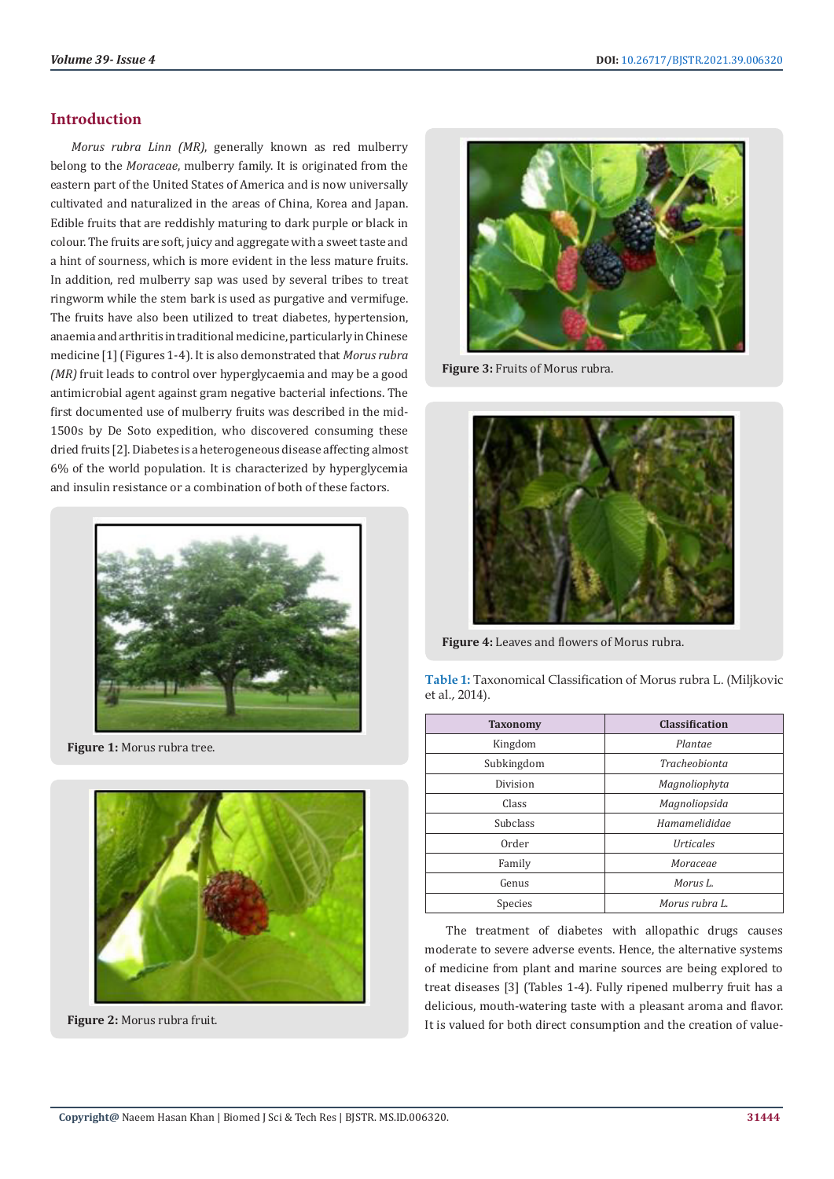## Introduction

*Morus rubra Linn (MR)*, generally known as red mulberry belong to the *Moraceae*, mulberry family. It is originated from the eastern part of the United States of America and is now universally cultivated and naturalized in the areas of China, Korea and Japan. Edible fruits that are reddishly maturing to dark purple or black in colour. The fruits are soft, juicy and aggregate with a sweet taste and a hint of sourness, which is more evident in the less mature fruits. In addition, red mulberry sap was used by several tribes to treat ringworm while the stem bark is used as purgative and vermifuge. The fruits have also been utilized to treat diabetes, hypertension, anaemia and arthritis in traditional medicine, particularly in Chinese medicine [1] (Figures 1-4). It is also demonstrated that *Morus rubra (MR)* fruit leads to control over hyperglycaemia and may be a good antimicrobial agent against gram negative bacterial infections. The first documented use of mulberry fruits was described in the mid-1500s by De Soto expedition, who discovered consuming these dried fruits [2]. Diabetes is a heterogeneous disease affecting almost 6% of the world population. It is characterized by hyperglycemia and insulin resistance or a combination of both of these factors.

**Figure 1:** Morus rubra tree.

**Figure 2:** Morus rubra fruit.

**Figure 3:** Fruits of Morus rubra.

**Figure 4:** Leaves and flowers of Morus rubra.

**Table 1:** Taxonomical Classification of Morus rubra L. (Miljkovic et al., 2014).

| Taxonomy | Classification |
| --- | --- |
| Kingdom | *Plantae* |
| Subkingdom | *Tracheobionta* |
| Division | *Magnoliophyta* |
| Class | *Magnoliopsida* |
| Subclass | *Hamamelididae* |
| Order | *Urticales* |
| Family | *Moraceae* |
| Genus | *Morus L.* |
| Species | *Morus rubra L.* |

The treatment of diabetes with allopathic drugs causes moderate to severe adverse events. Hence, the alternative systems of medicine from plant and marine sources are being explored to treat diseases [3] (Tables 1-4). Fully ripened mulberry fruit has a delicious, mouth-watering taste with a pleasant aroma and flavor. It is valued for both direct consumption and the creation of value-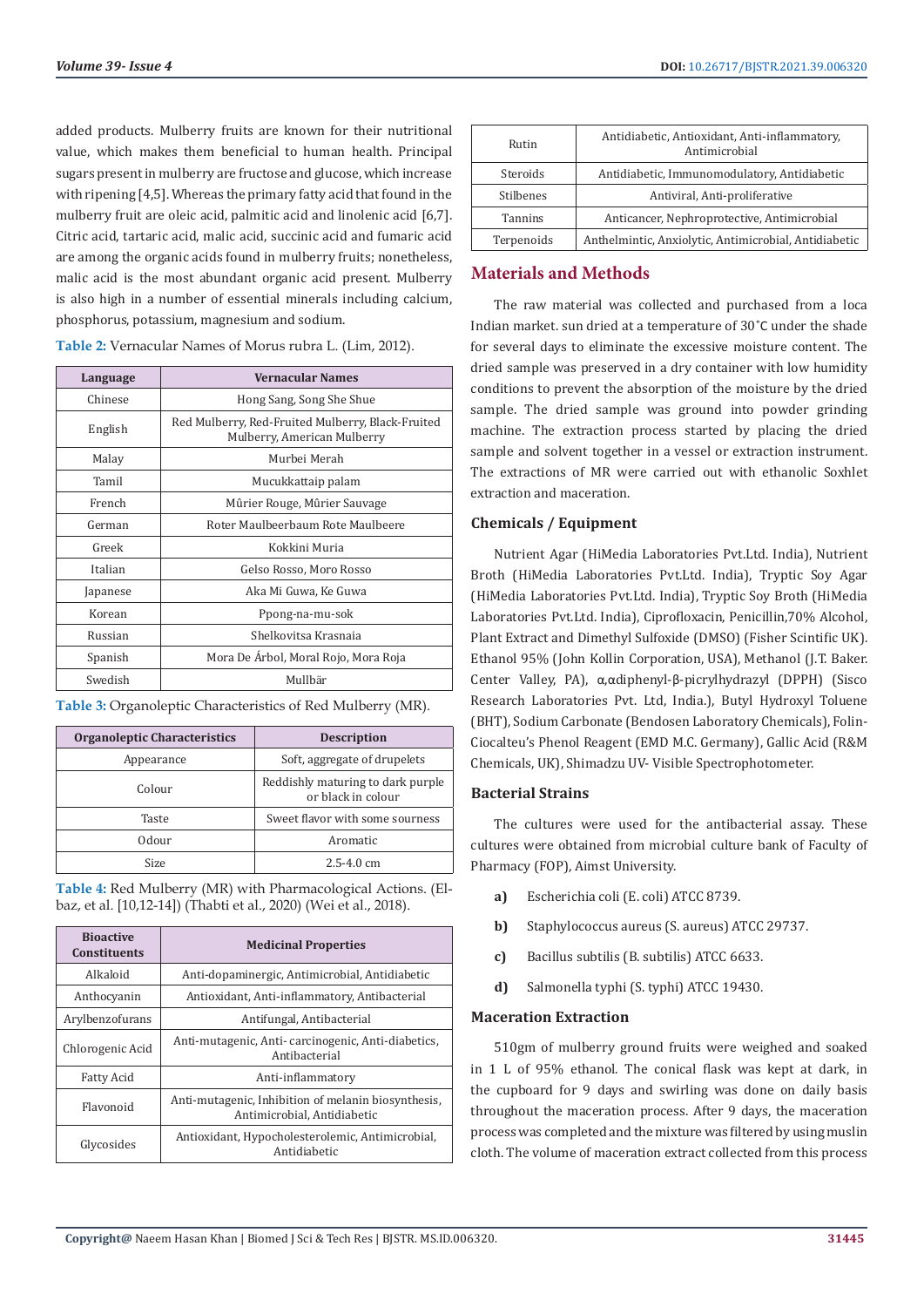added products. Mulberry fruits are known for their nutritional value, which makes them beneficial to human health. Principal sugars present in mulberry are fructose and glucose, which increase with ripening [4,5]. Whereas the primary fatty acid that found in the mulberry fruit are oleic acid, palmitic acid and linolenic acid [6,7]. Citric acid, tartaric acid, malic acid, succinic acid and fumaric acid are among the organic acids found in mulberry fruits; nonetheless, malic acid is the most abundant organic acid present. Mulberry is also high in a number of essential minerals including calcium, phosphorus, potassium, magnesium and sodium.

**Table 2:** Vernacular Names of Morus rubra L. (Lim, 2012).

| Language | Vernacular Names |
|---|---|
| Chinese | Hong Sang, Song She Shue |
| English | Red Mulberry, Red-Fruited Mulberry, Black-Fruited Mulberry, American Mulberry |
| Malay | Murbei Merah |
| Tamil | Mucukkattaip palam |
| French | Mûrier Rouge, Mûrier Sauvage |
| German | Roter Maulbeerbaum Rote Maulbeere |
| Greek | Kokkini Muria |
| Italian | Gelso Rosso, Moro Rosso |
| Japanese | Aka Mi Guwa, Ke Guwa |
| Korean | Ppong-na-mu-sok |
| Russian | Shelkovitsa Krasnaia |
| Spanish | Mora De Árbol, Moral Rojo, Mora Roja |
| Swedish | Mullbär |

**Table 3:** Organoleptic Characteristics of Red Mulberry (MR).

| Organoleptic Characteristics | Description |
|---|---|
| Appearance | Soft, aggregate of drupelets |
| Colour | Reddishly maturing to dark purple or black in colour |
| Taste | Sweet flavor with some sourness |
| Odour | Aromatic |
| Size | 2.5-4.0 cm |

**Table 4:** Red Mulberry (MR) with Pharmacological Actions. (El-baz, et al. [10,12-14]) (Thabti et al., 2020) (Wei et al., 2018).

| Bioactive Constituents | Medicinal Properties |
|---|---|
| Alkaloid | Anti-dopaminergic, Antimicrobial, Antidiabetic |
| Anthocyanin | Antioxidant, Anti-inflammatory, Antibacterial |
| Arylbenzofurans | Antifungal, Antibacterial |
| Chlorogenic Acid | Anti-mutagenic, Anti- carcinogenic, Anti-diabetics, Antibacterial |
| Fatty Acid | Anti-inflammatory |
| Flavonoid | Anti-mutagenic, Inhibition of melanin biosynthesis, Antimicrobial, Antidiabetic |
| Glycosides | Antioxidant, Hypocholesterolemic, Antimicrobial, Antidiabetic |
| Rutin | Antidiabetic, Antioxidant, Anti-inflammatory, Antimicrobial |
| Steroids | Antidiabetic, Immunomodulatory, Antidiabetic |
| Stilbenes | Antiviral, Anti-proliferative |
| Tannins | Anticancer, Nephroprotective, Antimicrobial |
| Terpenoids | Anthelmintic, Anxiolytic, Antimicrobial, Antidiabetic |

## Materials and Methods

The raw material was collected and purchased from a loca Indian market. sun dried at a temperature of 30˚C under the shade for several days to eliminate the excessive moisture content. The dried sample was preserved in a dry container with low humidity conditions to prevent the absorption of the moisture by the dried sample. The dried sample was ground into powder grinding machine. The extraction process started by placing the dried sample and solvent together in a vessel or extraction instrument. The extractions of MR were carried out with ethanolic Soxhlet extraction and maceration.

### Chemicals / Equipment

Nutrient Agar (HiMedia Laboratories Pvt.Ltd. India), Nutrient Broth (HiMedia Laboratories Pvt.Ltd. India), Tryptic Soy Agar (HiMedia Laboratories Pvt.Ltd. India), Tryptic Soy Broth (HiMedia Laboratories Pvt.Ltd. India), Ciprofloxacin, Penicillin,70% Alcohol, Plant Extract and Dimethyl Sulfoxide (DMSO) (Fisher Scintific UK). Ethanol 95% (John Kollin Corporation, USA), Methanol (J.T. Baker. Center Valley, PA), α,αdiphenyl-β-picrylhydrazyl (DPPH) (Sisco Research Laboratories Pvt. Ltd, India.), Butyl Hydroxyl Toluene (BHT), Sodium Carbonate (Bendosen Laboratory Chemicals), Folin-Ciocalteu's Phenol Reagent (EMD M.C. Germany), Gallic Acid (R&M Chemicals, UK), Shimadzu UV- Visible Spectrophotometer.

### Bacterial Strains

The cultures were used for the antibacterial assay. These cultures were obtained from microbial culture bank of Faculty of Pharmacy (FOP), Aimst University.

a) Escherichia coli (E. coli) ATCC 8739.

b) Staphylococcus aureus (S. aureus) ATCC 29737.

c) Bacillus subtilis (B. subtilis) ATCC 6633.

d) Salmonella typhi (S. typhi) ATCC 19430.

### Maceration Extraction

510gm of mulberry ground fruits were weighed and soaked in 1 L of 95% ethanol. The conical flask was kept at dark, in the cupboard for 9 days and swirling was done on daily basis throughout the maceration process. After 9 days, the maceration process was completed and the mixture was filtered by using muslin cloth. The volume of maceration extract collected from this process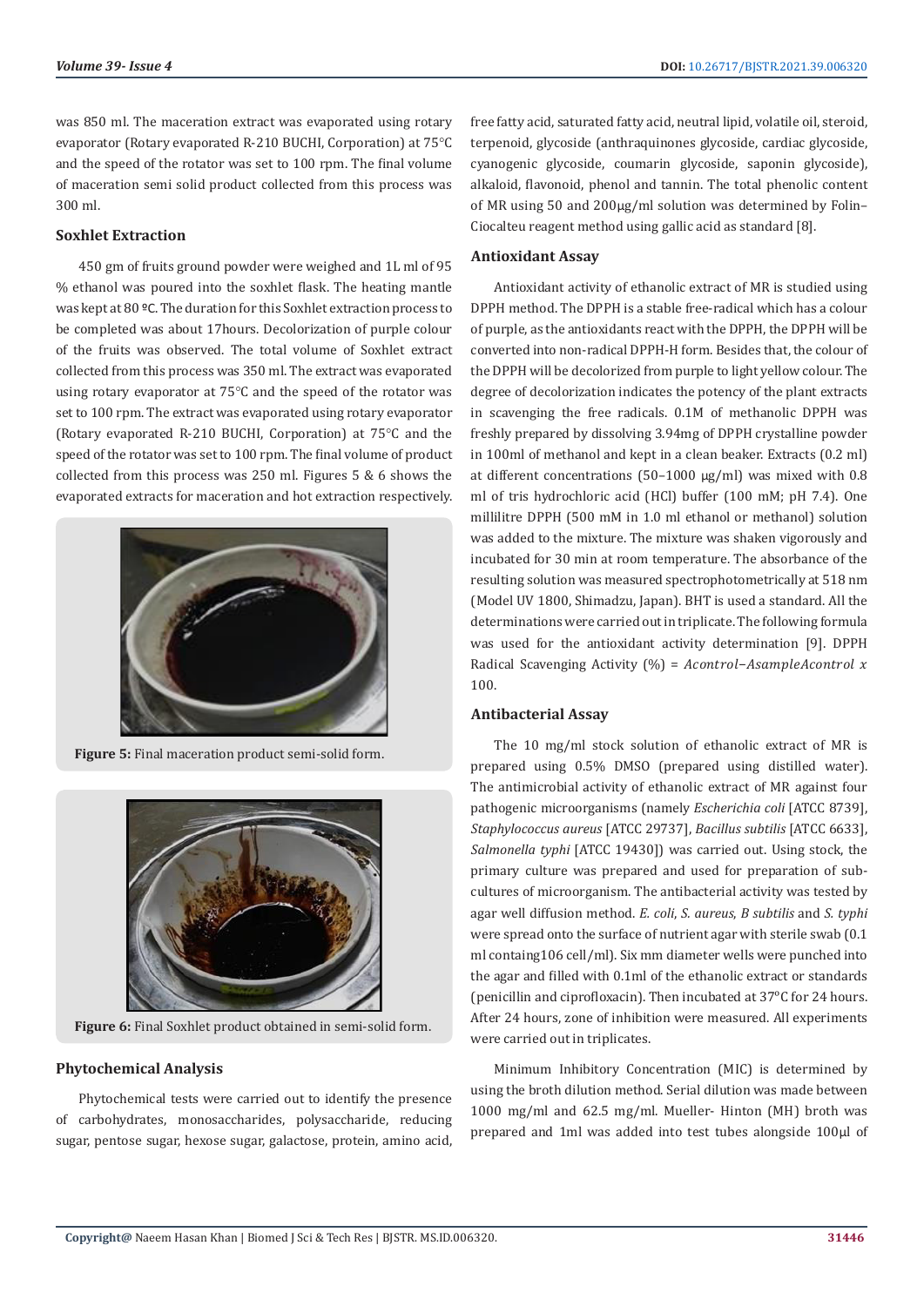was 850 ml. The maceration extract was evaporated using rotary evaporator (Rotary evaporated R-210 BUCHI, Corporation) at 75°C and the speed of the rotator was set to 100 rpm. The final volume of maceration semi solid product collected from this process was 300 ml.

### Soxhlet Extraction

450 gm of fruits ground powder were weighed and 1L ml of 95 % ethanol was poured into the soxhlet flask. The heating mantle was kept at 80 ºC. The duration for this Soxhlet extraction process to be completed was about 17hours. Decolorization of purple colour of the fruits was observed. The total volume of Soxhlet extract collected from this process was 350 ml. The extract was evaporated using rotary evaporator at 75°C and the speed of the rotator was set to 100 rpm. The extract was evaporated using rotary evaporator (Rotary evaporated R-210 BUCHI, Corporation) at 75°C and the speed of the rotator was set to 100 rpm. The final volume of product collected from this process was 250 ml. Figures 5 & 6 shows the evaporated extracts for maceration and hot extraction respectively.

**Figure 5:** Final maceration product semi-solid form.

**Figure 6:** Final Soxhlet product obtained in semi-solid form.

### Phytochemical Analysis

Phytochemical tests were carried out to identify the presence of carbohydrates, monosaccharides, polysaccharide, reducing sugar, pentose sugar, hexose sugar, galactose, protein, amino acid, free fatty acid, saturated fatty acid, neutral lipid, volatile oil, steroid, terpenoid, glycoside (anthraquinones glycoside, cardiac glycoside, cyanogenic glycoside, coumarin glycoside, saponin glycoside), alkaloid, flavonoid, phenol and tannin. The total phenolic content of MR using 50 and 200μg/ml solution was determined by Folin–Ciocalteu reagent method using gallic acid as standard [8].

### Antioxidant Assay

Antioxidant activity of ethanolic extract of MR is studied using DPPH method. The DPPH is a stable free-radical which has a colour of purple, as the antioxidants react with the DPPH, the DPPH will be converted into non-radical DPPH-H form. Besides that, the colour of the DPPH will be decolorized from purple to light yellow colour. The degree of decolorization indicates the potency of the plant extracts in scavenging the free radicals. 0.1M of methanolic DPPH was freshly prepared by dissolving 3.94mg of DPPH crystalline powder in 100ml of methanol and kept in a clean beaker. Extracts (0.2 ml) at different concentrations (50–1000 μg/ml) was mixed with 0.8 ml of tris hydrochloric acid (HCl) buffer (100 mM; pH 7.4). One millilitre DPPH (500 mM in 1.0 ml ethanol or methanol) solution was added to the mixture. The mixture was shaken vigorously and incubated for 30 min at room temperature. The absorbance of the resulting solution was measured spectrophotometrically at 518 nm (Model UV 1800, Shimadzu, Japan). BHT is used a standard. All the determinations were carried out in triplicate. The following formula was used for the antioxidant activity determination [9]. DPPH Radical Scavenging Activity (%) = $Acontrol–AsampleAcontrol\ x$ 100.

### Antibacterial Assay

The 10 mg/ml stock solution of ethanolic extract of MR is prepared using 0.5% DMSO (prepared using distilled water). The antimicrobial activity of ethanolic extract of MR against four pathogenic microorganisms (namely *Escherichia coli* [ATCC 8739], *Staphylococcus aureus* [ATCC 29737], *Bacillus subtilis* [ATCC 6633], *Salmonella typhi* [ATCC 19430]) was carried out. Using stock, the primary culture was prepared and used for preparation of sub-cultures of microorganism. The antibacterial activity was tested by agar well diffusion method. *E. coli*, *S. aureus*, *B subtilis* and *S. typhi* were spread onto the surface of nutrient agar with sterile swab (0.1 ml containg106 cell/ml). Six mm diameter wells were punched into the agar and filled with 0.1ml of the ethanolic extract or standards (penicillin and ciprofloxacin). Then incubated at 37ºC for 24 hours. After 24 hours, zone of inhibition were measured. All experiments were carried out in triplicates.

Minimum Inhibitory Concentration (MIC) is determined by using the broth dilution method. Serial dilution was made between 1000 mg/ml and 62.5 mg/ml. Mueller- Hinton (MH) broth was prepared and 1ml was added into test tubes alongside 100μl of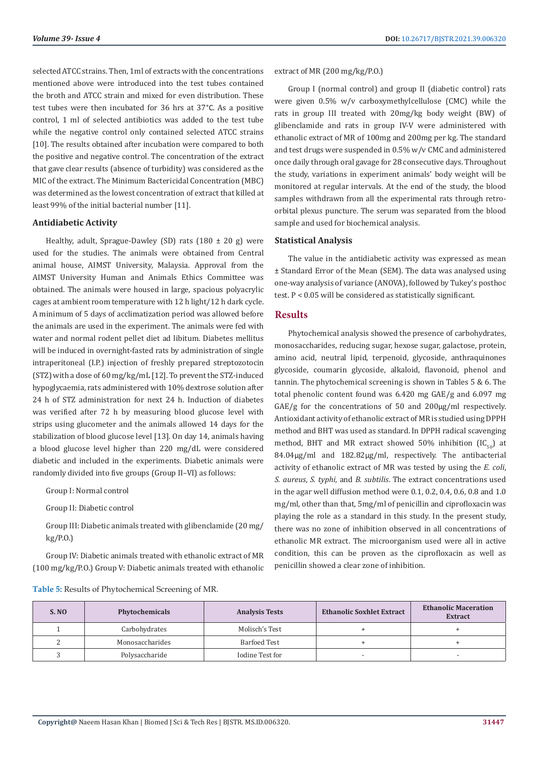selected ATCC strains. Then, 1ml of extracts with the concentrations mentioned above were introduced into the test tubes contained the broth and ATCC strain and mixed for even distribution. These test tubes were then incubated for 36 hrs at 37°C. As a positive control, 1 ml of selected antibiotics was added to the test tube while the negative control only contained selected ATCC strains [10]. The results obtained after incubation were compared to both the positive and negative control. The concentration of the extract that gave clear results (absence of turbidity) was considered as the MIC of the extract. The Minimum Bactericidal Concentration (MBC) was determined as the lowest concentration of extract that killed at least 99% of the initial bacterial number [11].

### Antidiabetic Activity

Healthy, adult, Sprague-Dawley (SD) rats (180 ± 20 g) were used for the studies. The animals were obtained from Central animal house, AIMST University, Malaysia. Approval from the AIMST University Human and Animals Ethics Committee was obtained. The animals were housed in large, spacious polyacrylic cages at ambient room temperature with 12 h light/12 h dark cycle. A minimum of 5 days of acclimatization period was allowed before the animals are used in the experiment. The animals were fed with water and normal rodent pellet diet ad libitum. Diabetes mellitus will be induced in overnight-fasted rats by administration of single intraperitoneal (I.P.) injection of freshly prepared streptozotocin (STZ) with a dose of 60 mg/kg/mL [12]. To prevent the STZ-induced hypoglycaemia, rats administered with 10% dextrose solution after 24 h of STZ administration for next 24 h. Induction of diabetes was verified after 72 h by measuring blood glucose level with strips using glucometer and the animals allowed 14 days for the stabilization of blood glucose level [13]. On day 14, animals having a blood glucose level higher than 220 mg/dL were considered diabetic and included in the experiments. Diabetic animals were randomly divided into five groups (Group II–VI) as follows:

Group I: Normal control

Group II: Diabetic control

Group III: Diabetic animals treated with glibenclamide (20 mg/kg/P.O.)

Group IV: Diabetic animals treated with ethanolic extract of MR (100 mg/kg/P.O.) Group V: Diabetic animals treated with ethanolic extract of MR (200 mg/kg/P.O.)

Group I (normal control) and group II (diabetic control) rats were given 0.5% w/v carboxymethylcellulose (CMC) while the rats in group III treated with 20mg/kg body weight (BW) of glibenclamide and rats in group IV-V were administered with ethanolic extract of MR of 100mg and 200mg per kg. The standard and test drugs were suspended in 0.5% w/v CMC and administered once daily through oral gavage for 28 consecutive days. Throughout the study, variations in experiment animals' body weight will be monitored at regular intervals. At the end of the study, the blood samples withdrawn from all the experimental rats through retro-orbital plexus puncture. The serum was separated from the blood sample and used for biochemical analysis.

### Statistical Analysis

The value in the antidiabetic activity was expressed as mean ± Standard Error of the Mean (SEM). The data was analysed using one-way analysis of variance (ANOVA), followed by Tukey's posthoc test. $P < 0.05$ will be considered as statistically significant.

## Results

Phytochemical analysis showed the presence of carbohydrates, monosaccharides, reducing sugar, hexose sugar, galactose, protein, amino acid, neutral lipid, terpenoid, glycoside, anthraquinones glycoside, coumarin glycoside, alkaloid, flavonoid, phenol and tannin. The phytochemical screening is shown in Tables 5 & 6. The total phenolic content found was 6.420 mg GAE/g and 6.097 mg GAE/g for the concentrations of 50 and 200μg/ml respectively. Antioxidant activity of ethanolic extract of MR is studied using DPPH method and BHT was used as standard. In DPPH radical scavenging method, BHT and MR extract showed 50% inhibition ($IC_{50}$) at 84.04μg/ml and 182.82μg/ml, respectively. The antibacterial activity of ethanolic extract of MR was tested by using the *E. coli*, *S. aureus*, *S. typhi*, and *B. subtilis*. The extract concentrations used in the agar well diffusion method were 0.1, 0.2, 0.4, 0.6, 0.8 and 1.0 mg/ml, other than that, 5mg/ml of penicillin and ciprofloxacin was playing the role as a standard in this study. In the present study, there was no zone of inhibition observed in all concentrations of ethanolic MR extract. The microorganism used were all in active condition, this can be proven as the ciprofloxacin as well as penicillin showed a clear zone of inhibition.

**Table 5:** Results of Phytochemical Screening of MR.

| S. NO | Phytochemicals | Analysis Tests | Ethanolic Soxhlet Extract | Ethanolic Maceration Extract |
|---|---|---|---|---|
| 1 | Carbohydrates | Molisch's Test | + | + |
| 2 | Monosaccharides | Barfoed Test | + | + |
| 3 | Polysaccharide | Iodine Test for | - | - |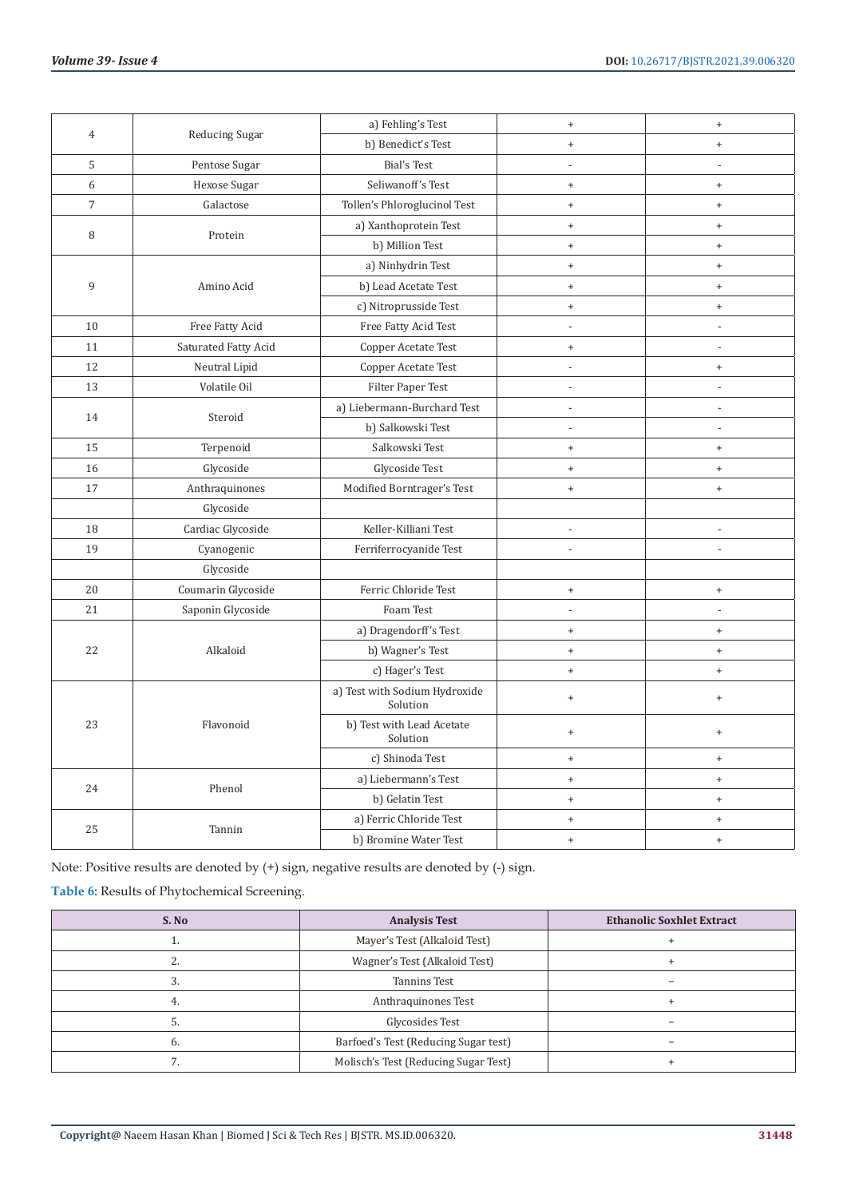| | | | | |
|---|---|---|---|---|
| 4 | Reducing Sugar | a) Fehling's Test | + | + |
| | | b) Benedict's Test | + | + |
| 5 | Pentose Sugar | Bial's Test | - | - |
| 6 | Hexose Sugar | Seliwanoff's Test | + | + |
| 7 | Galactose | Tollen's Phloroglucinol Test | + | + |
| 8 | Protein | a) Xanthoprotein Test | + | + |
| | | b) Million Test | + | + |
| 9 | Amino Acid | a) Ninhydrin Test | + | + |
| | | b) Lead Acetate Test | + | + |
| | | c) Nitroprusside Test | + | + |
| 10 | Free Fatty Acid | Free Fatty Acid Test | - | - |
| 11 | Saturated Fatty Acid | Copper Acetate Test | + | - |
| 12 | Neutral Lipid | Copper Acetate Test | - | + |
| 13 | Volatile Oil | Filter Paper Test | - | - |
| 14 | Steroid | a) Liebermann-Burchard Test | - | - |
| | | b) Salkowski Test | - | - |
| 15 | Terpenoid | Salkowski Test | + | + |
| 16 | Glycoside | Glycoside Test | + | + |
| 17 | Anthraquinones | Modified Borntrager's Test | + | + |
| | Glycoside | | | |
| 18 | Cardiac Glycoside | Keller-Killiani Test | - | - |
| 19 | Cyanogenic | Ferriferrocyanide Test | - | - |
| | Glycoside | | | |
| 20 | Coumarin Glycoside | Ferric Chloride Test | + | + |
| 21 | Saponin Glycoside | Foam Test | - | - |
| 22 | Alkaloid | a) Dragendorff's Test | + | + |
| | | b) Wagner's Test | + | + |
| | | c) Hager's Test | + | + |
| 23 | Flavonoid | a) Test with Sodium Hydroxide Solution | + | + |
| | | b) Test with Lead Acetate Solution | + | + |
| | | c) Shinoda Test | + | + |
| 24 | Phenol | a) Liebermann's Test | + | + |
| | | b) Gelatin Test | + | + |
| 25 | Tannin | a) Ferric Chloride Test | + | + |
| | | b) Bromine Water Test | + | + |

Note: Positive results are denoted by (+) sign, negative results are denoted by (-) sign.

**Table 6:** Results of Phytochemical Screening.

| S. No | Analysis Test | Ethanolic Soxhlet Extract |
|---|---|---|
| 1. | Mayer's Test (Alkaloid Test) | + |
| 2. | Wagner's Test (Alkaloid Test) | + |
| 3. | Tannins Test | – |
| 4. | Anthraquinones Test | + |
| 5. | Glycosides Test | – |
| 6. | Barfoed's Test (Reducing Sugar test) | – |
| 7. | Molisch's Test (Reducing Sugar Test) | + |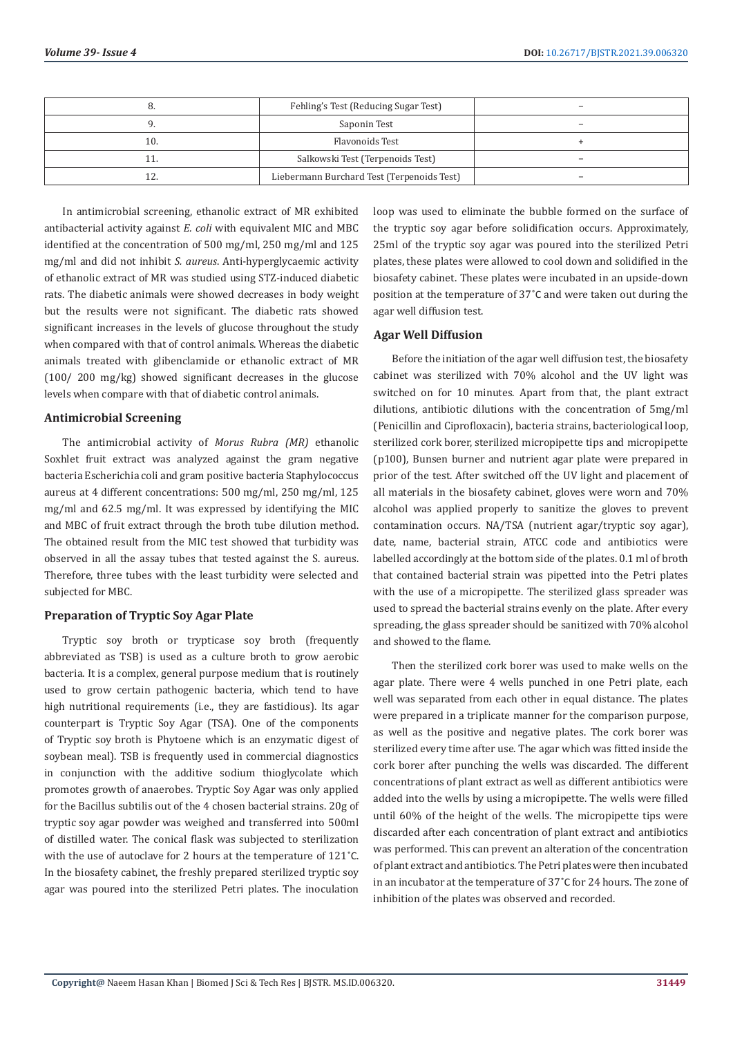| 8. | Fehling's Test (Reducing Sugar Test) | – |
|---|---|---|
| 9. | Saponin Test | – |
| 10. | Flavonoids Test | + |
| 11. | Salkowski Test (Terpenoids Test) | – |
| 12. | Liebermann Burchard Test (Terpenoids Test) | – |

In antimicrobial screening, ethanolic extract of MR exhibited antibacterial activity against *E. coli* with equivalent MIC and MBC identified at the concentration of 500 mg/ml, 250 mg/ml and 125 mg/ml and did not inhibit *S. aureus*. Anti-hyperglycaemic activity of ethanolic extract of MR was studied using STZ-induced diabetic rats. The diabetic animals were showed decreases in body weight but the results were not significant. The diabetic rats showed significant increases in the levels of glucose throughout the study when compared with that of control animals. Whereas the diabetic animals treated with glibenclamide or ethanolic extract of MR (100/ 200 mg/kg) showed significant decreases in the glucose levels when compare with that of diabetic control animals.

## Antimicrobial Screening

The antimicrobial activity of *Morus Rubra (MR)* ethanolic Soxhlet fruit extract was analyzed against the gram negative bacteria Escherichia coli and gram positive bacteria Staphylococcus aureus at 4 different concentrations: 500 mg/ml, 250 mg/ml, 125 mg/ml and 62.5 mg/ml. It was expressed by identifying the MIC and MBC of fruit extract through the broth tube dilution method. The obtained result from the MIC test showed that turbidity was observed in all the assay tubes that tested against the S. aureus. Therefore, three tubes with the least turbidity were selected and subjected for MBC.

## Preparation of Tryptic Soy Agar Plate

Tryptic soy broth or trypticase soy broth (frequently abbreviated as TSB) is used as a culture broth to grow aerobic bacteria. It is a complex, general purpose medium that is routinely used to grow certain pathogenic bacteria, which tend to have high nutritional requirements (i.e., they are fastidious). Its agar counterpart is Tryptic Soy Agar (TSA). One of the components of Tryptic soy broth is Phytoene which is an enzymatic digest of soybean meal). TSB is frequently used in commercial diagnostics in conjunction with the additive sodium thioglycolate which promotes growth of anaerobes. Tryptic Soy Agar was only applied for the Bacillus subtilis out of the 4 chosen bacterial strains. 20g of tryptic soy agar powder was weighed and transferred into 500ml of distilled water. The conical flask was subjected to sterilization with the use of autoclave for 2 hours at the temperature of 121˚C. In the biosafety cabinet, the freshly prepared sterilized tryptic soy agar was poured into the sterilized Petri plates. The inoculation loop was used to eliminate the bubble formed on the surface of the tryptic soy agar before solidification occurs. Approximately, 25ml of the tryptic soy agar was poured into the sterilized Petri plates, these plates were allowed to cool down and solidified in the biosafety cabinet. These plates were incubated in an upside-down position at the temperature of 37˚C and were taken out during the agar well diffusion test.

## Agar Well Diffusion

Before the initiation of the agar well diffusion test, the biosafety cabinet was sterilized with 70% alcohol and the UV light was switched on for 10 minutes. Apart from that, the plant extract dilutions, antibiotic dilutions with the concentration of 5mg/ml (Penicillin and Ciprofloxacin), bacteria strains, bacteriological loop, sterilized cork borer, sterilized micropipette tips and micropipette (p100), Bunsen burner and nutrient agar plate were prepared in prior of the test. After switched off the UV light and placement of all materials in the biosafety cabinet, gloves were worn and 70% alcohol was applied properly to sanitize the gloves to prevent contamination occurs. NA/TSA (nutrient agar/tryptic soy agar), date, name, bacterial strain, ATCC code and antibiotics were labelled accordingly at the bottom side of the plates. 0.1 ml of broth that contained bacterial strain was pipetted into the Petri plates with the use of a micropipette. The sterilized glass spreader was used to spread the bacterial strains evenly on the plate. After every spreading, the glass spreader should be sanitized with 70% alcohol and showed to the flame.

Then the sterilized cork borer was used to make wells on the agar plate. There were 4 wells punched in one Petri plate, each well was separated from each other in equal distance. The plates were prepared in a triplicate manner for the comparison purpose, as well as the positive and negative plates. The cork borer was sterilized every time after use. The agar which was fitted inside the cork borer after punching the wells was discarded. The different concentrations of plant extract as well as different antibiotics were added into the wells by using a micropipette. The wells were filled until 60% of the height of the wells. The micropipette tips were discarded after each concentration of plant extract and antibiotics was performed. This can prevent an alteration of the concentration of plant extract and antibiotics. The Petri plates were then incubated in an incubator at the temperature of 37˚C for 24 hours. The zone of inhibition of the plates was observed and recorded.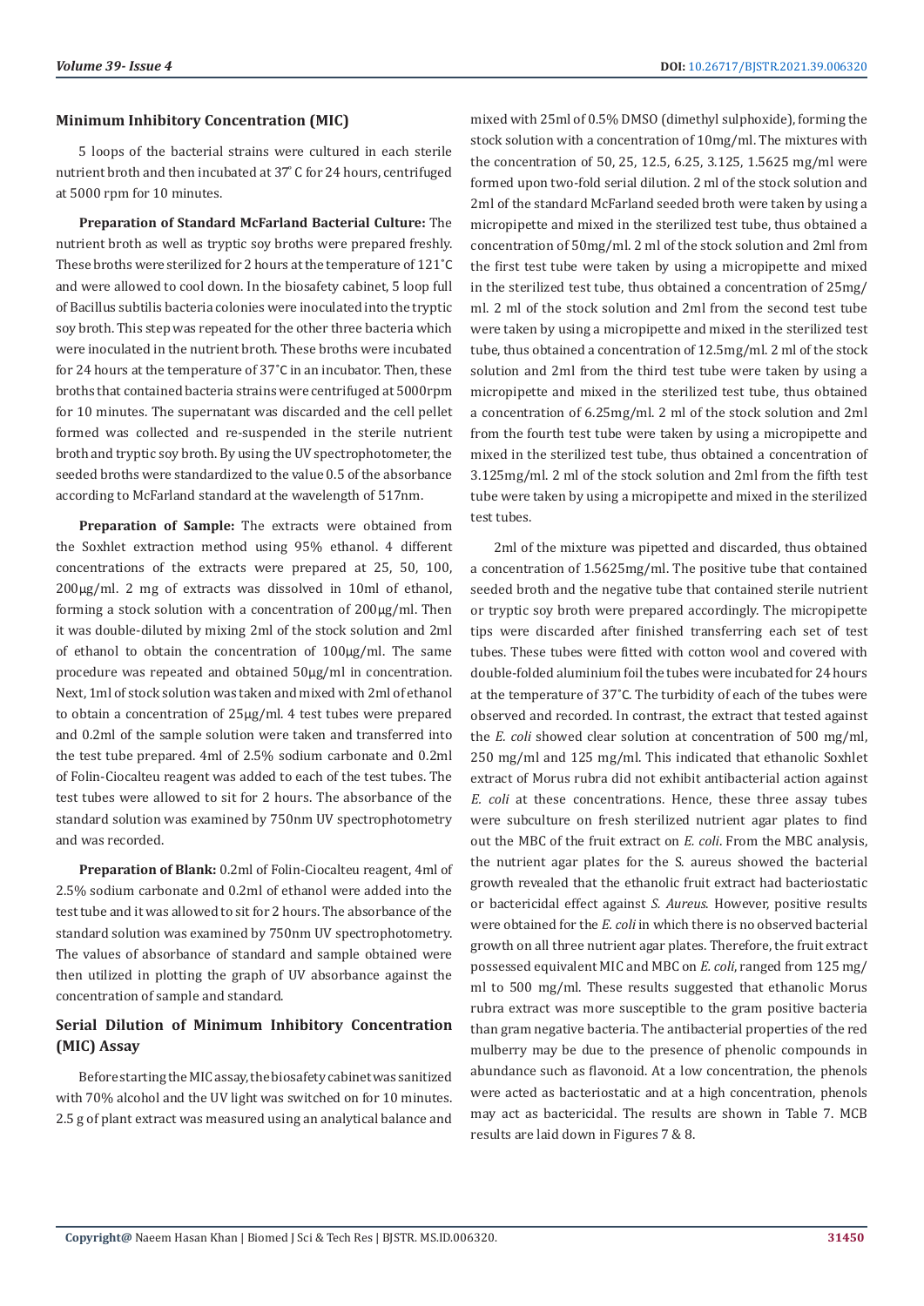## Minimum Inhibitory Concentration (MIC)

5 loops of the bacterial strains were cultured in each sterile nutrient broth and then incubated at 37° C for 24 hours, centrifuged at 5000 rpm for 10 minutes.

**Preparation of Standard McFarland Bacterial Culture:** The nutrient broth as well as tryptic soy broths were prepared freshly. These broths were sterilized for 2 hours at the temperature of 121˚C and were allowed to cool down. In the biosafety cabinet, 5 loop full of Bacillus subtilis bacteria colonies were inoculated into the tryptic soy broth. This step was repeated for the other three bacteria which were inoculated in the nutrient broth. These broths were incubated for 24 hours at the temperature of 37˚C in an incubator. Then, these broths that contained bacteria strains were centrifuged at 5000rpm for 10 minutes. The supernatant was discarded and the cell pellet formed was collected and re-suspended in the sterile nutrient broth and tryptic soy broth. By using the UV spectrophotometer, the seeded broths were standardized to the value 0.5 of the absorbance according to McFarland standard at the wavelength of 517nm.

**Preparation of Sample:** The extracts were obtained from the Soxhlet extraction method using 95% ethanol. 4 different concentrations of the extracts were prepared at 25, 50, 100, 200µg/ml. 2 mg of extracts was dissolved in 10ml of ethanol, forming a stock solution with a concentration of 200µg/ml. Then it was double-diluted by mixing 2ml of the stock solution and 2ml of ethanol to obtain the concentration of 100µg/ml. The same procedure was repeated and obtained 50µg/ml in concentration. Next, 1ml of stock solution was taken and mixed with 2ml of ethanol to obtain a concentration of 25µg/ml. 4 test tubes were prepared and 0.2ml of the sample solution were taken and transferred into the test tube prepared. 4ml of 2.5% sodium carbonate and 0.2ml of Folin-Ciocalteu reagent was added to each of the test tubes. The test tubes were allowed to sit for 2 hours. The absorbance of the standard solution was examined by 750nm UV spectrophotometry and was recorded.

**Preparation of Blank:** 0.2ml of Folin-Ciocalteu reagent, 4ml of 2.5% sodium carbonate and 0.2ml of ethanol were added into the test tube and it was allowed to sit for 2 hours. The absorbance of the standard solution was examined by 750nm UV spectrophotometry. The values of absorbance of standard and sample obtained were then utilized in plotting the graph of UV absorbance against the concentration of sample and standard.

## Serial Dilution of Minimum Inhibitory Concentration (MIC) Assay

Before starting the MIC assay, the biosafety cabinet was sanitized with 70% alcohol and the UV light was switched on for 10 minutes. 2.5 g of plant extract was measured using an analytical balance and mixed with 25ml of 0.5% DMSO (dimethyl sulphoxide), forming the stock solution with a concentration of 10mg/ml. The mixtures with the concentration of 50, 25, 12.5, 6.25, 3.125, 1.5625 mg/ml were formed upon two-fold serial dilution. 2 ml of the stock solution and 2ml of the standard McFarland seeded broth were taken by using a micropipette and mixed in the sterilized test tube, thus obtained a concentration of 50mg/ml. 2 ml of the stock solution and 2ml from the first test tube were taken by using a micropipette and mixed in the sterilized test tube, thus obtained a concentration of 25mg/ml. 2 ml of the stock solution and 2ml from the second test tube were taken by using a micropipette and mixed in the sterilized test tube, thus obtained a concentration of 12.5mg/ml. 2 ml of the stock solution and 2ml from the third test tube were taken by using a micropipette and mixed in the sterilized test tube, thus obtained a concentration of 6.25mg/ml. 2 ml of the stock solution and 2ml from the fourth test tube were taken by using a micropipette and mixed in the sterilized test tube, thus obtained a concentration of 3.125mg/ml. 2 ml of the stock solution and 2ml from the fifth test tube were taken by using a micropipette and mixed in the sterilized test tubes.

2ml of the mixture was pipetted and discarded, thus obtained a concentration of 1.5625mg/ml. The positive tube that contained seeded broth and the negative tube that contained sterile nutrient or tryptic soy broth were prepared accordingly. The micropipette tips were discarded after finished transferring each set of test tubes. These tubes were fitted with cotton wool and covered with double-folded aluminium foil the tubes were incubated for 24 hours at the temperature of 37˚C. The turbidity of each of the tubes were observed and recorded. In contrast, the extract that tested against the *E. coli* showed clear solution at concentration of 500 mg/ml, 250 mg/ml and 125 mg/ml. This indicated that ethanolic Soxhlet extract of Morus rubra did not exhibit antibacterial action against *E. coli* at these concentrations. Hence, these three assay tubes were subculture on fresh sterilized nutrient agar plates to find out the MBC of the fruit extract on *E. coli*. From the MBC analysis, the nutrient agar plates for the S. aureus showed the bacterial growth revealed that the ethanolic fruit extract had bacteriostatic or bactericidal effect against *S. Aureus*. However, positive results were obtained for the *E. coli* in which there is no observed bacterial growth on all three nutrient agar plates. Therefore, the fruit extract possessed equivalent MIC and MBC on *E. coli*, ranged from 125 mg/ml to 500 mg/ml. These results suggested that ethanolic Morus rubra extract was more susceptible to the gram positive bacteria than gram negative bacteria. The antibacterial properties of the red mulberry may be due to the presence of phenolic compounds in abundance such as flavonoid. At a low concentration, the phenols were acted as bacteriostatic and at a high concentration, phenols may act as bactericidal. The results are shown in Table 7. MCB results are laid down in Figures 7 & 8.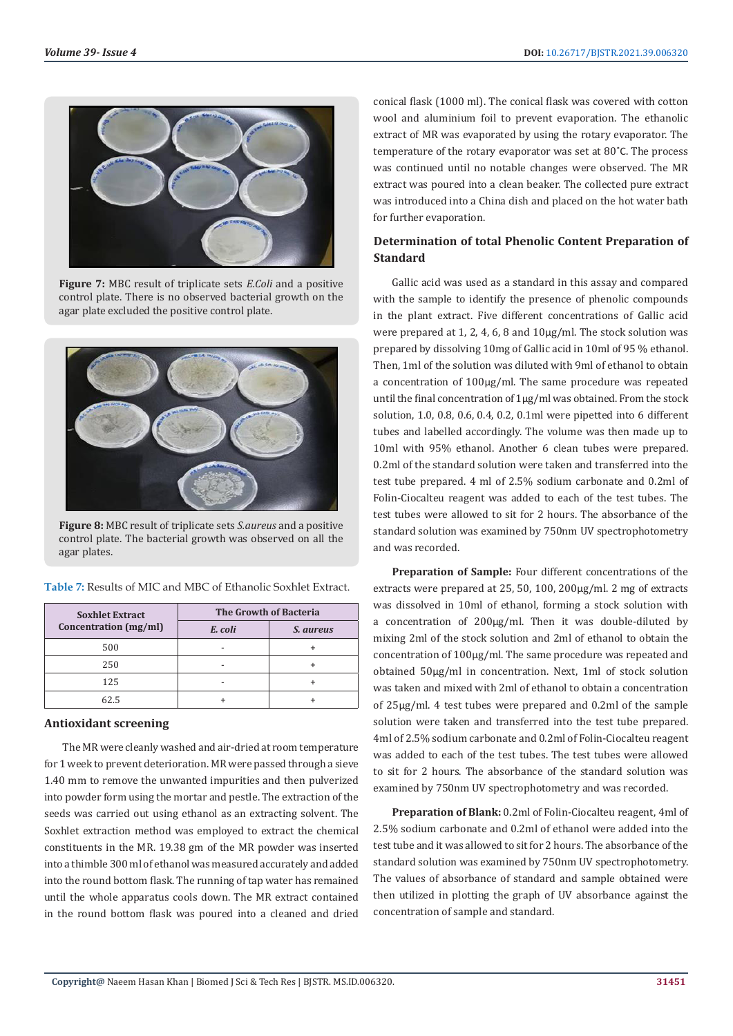Figure 7: MBC result of triplicate sets *E.Coli* and a positive control plate. There is no observed bacterial growth on the agar plate excluded the positive control plate.

Figure 8: MBC result of triplicate sets *S.aureus* and a positive control plate. The bacterial growth was observed on all the agar plates.

Table 7: Results of MIC and MBC of Ethanolic Soxhlet Extract.

| Soxhlet Extract Concentration (mg/ml) | The Growth of Bacteria | |
|---|---|---|
| | *E. coli* | *S. aureus* |
| 500 | - | + |
| 250 | - | + |
| 125 | - | + |
| 62.5 | + | + |

### Antioxidant screening

The MR were cleanly washed and air-dried at room temperature for 1 week to prevent deterioration. MR were passed through a sieve 1.40 mm to remove the unwanted impurities and then pulverized into powder form using the mortar and pestle. The extraction of the seeds was carried out using ethanol as an extracting solvent. The Soxhlet extraction method was employed to extract the chemical constituents in the MR. 19.38 gm of the MR powder was inserted into a thimble 300 ml of ethanol was measured accurately and added into the round bottom flask. The running of tap water has remained until the whole apparatus cools down. The MR extract contained in the round bottom flask was poured into a cleaned and dried conical flask (1000 ml). The conical flask was covered with cotton wool and aluminium foil to prevent evaporation. The ethanolic extract of MR was evaporated by using the rotary evaporator. The temperature of the rotary evaporator was set at 80˚C. The process was continued until no notable changes were observed. The MR extract was poured into a clean beaker. The collected pure extract was introduced into a China dish and placed on the hot water bath for further evaporation.

### Determination of total Phenolic Content Preparation of Standard

Gallic acid was used as a standard in this assay and compared with the sample to identify the presence of phenolic compounds in the plant extract. Five different concentrations of Gallic acid were prepared at 1, 2, 4, 6, 8 and 10μg/ml. The stock solution was prepared by dissolving 10mg of Gallic acid in 10ml of 95 % ethanol. Then, 1ml of the solution was diluted with 9ml of ethanol to obtain a concentration of 100μg/ml. The same procedure was repeated until the final concentration of 1μg/ml was obtained. From the stock solution, 1.0, 0.8, 0.6, 0.4, 0.2, 0.1ml were pipetted into 6 different tubes and labelled accordingly. The volume was then made up to 10ml with 95% ethanol. Another 6 clean tubes were prepared. 0.2ml of the standard solution were taken and transferred into the test tube prepared. 4 ml of 2.5% sodium carbonate and 0.2ml of Folin-Ciocalteu reagent was added to each of the test tubes. The test tubes were allowed to sit for 2 hours. The absorbance of the standard solution was examined by 750nm UV spectrophotometry and was recorded.

**Preparation of Sample:** Four different concentrations of the extracts were prepared at 25, 50, 100, 200μg/ml. 2 mg of extracts was dissolved in 10ml of ethanol, forming a stock solution with a concentration of 200μg/ml. Then it was double-diluted by mixing 2ml of the stock solution and 2ml of ethanol to obtain the concentration of 100μg/ml. The same procedure was repeated and obtained 50μg/ml in concentration. Next, 1ml of stock solution was taken and mixed with 2ml of ethanol to obtain a concentration of 25μg/ml. 4 test tubes were prepared and 0.2ml of the sample solution were taken and transferred into the test tube prepared. 4ml of 2.5% sodium carbonate and 0.2ml of Folin-Ciocalteu reagent was added to each of the test tubes. The test tubes were allowed to sit for 2 hours. The absorbance of the standard solution was examined by 750nm UV spectrophotometry and was recorded.

**Preparation of Blank:** 0.2ml of Folin-Ciocalteu reagent, 4ml of 2.5% sodium carbonate and 0.2ml of ethanol were added into the test tube and it was allowed to sit for 2 hours. The absorbance of the standard solution was examined by 750nm UV spectrophotometry. The values of absorbance of standard and sample obtained were then utilized in plotting the graph of UV absorbance against the concentration of sample and standard.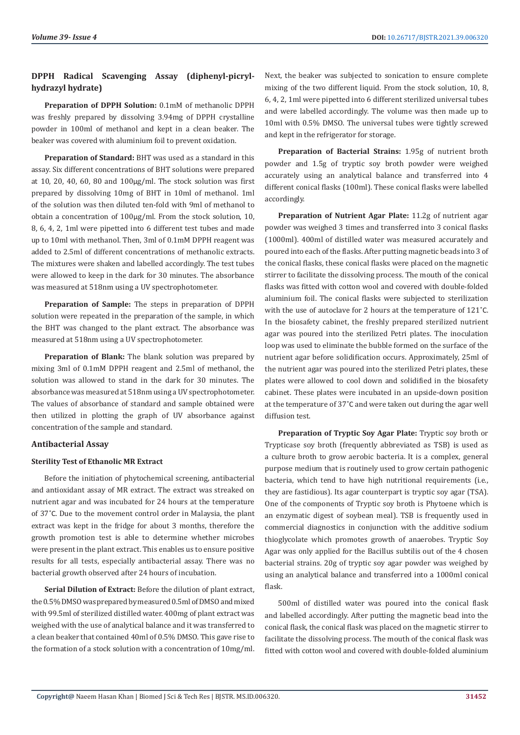### DPPH Radical Scavenging Assay (diphenyl-picryl-hydrazyl hydrate)

**Preparation of DPPH Solution:** 0.1mM of methanolic DPPH was freshly prepared by dissolving 3.94mg of DPPH crystalline powder in 100ml of methanol and kept in a clean beaker. The beaker was covered with aluminium foil to prevent oxidation.

**Preparation of Standard:** BHT was used as a standard in this assay. Six different concentrations of BHT solutions were prepared at 10, 20, 40, 60, 80 and 100μg/ml. The stock solution was first prepared by dissolving 10mg of BHT in 10ml of methanol. 1ml of the solution was then diluted ten-fold with 9ml of methanol to obtain a concentration of 100μg/ml. From the stock solution, 10, 8, 6, 4, 2, 1ml were pipetted into 6 different test tubes and made up to 10ml with methanol. Then, 3ml of 0.1mM DPPH reagent was added to 2.5ml of different concentrations of methanolic extracts. The mixtures were shaken and labelled accordingly. The test tubes were allowed to keep in the dark for 30 minutes. The absorbance was measured at 518nm using a UV spectrophotometer.

**Preparation of Sample:** The steps in preparation of DPPH solution were repeated in the preparation of the sample, in which the BHT was changed to the plant extract. The absorbance was measured at 518nm using a UV spectrophotometer.

**Preparation of Blank:** The blank solution was prepared by mixing 3ml of 0.1mM DPPH reagent and 2.5ml of methanol, the solution was allowed to stand in the dark for 30 minutes. The absorbance was measured at 518nm using a UV spectrophotometer. The values of absorbance of standard and sample obtained were then utilized in plotting the graph of UV absorbance against concentration of the sample and standard.

### Antibacterial Assay

#### Sterility Test of Ethanolic MR Extract

Before the initiation of phytochemical screening, antibacterial and antioxidant assay of MR extract. The extract was streaked on nutrient agar and was incubated for 24 hours at the temperature of 37˚C. Due to the movement control order in Malaysia, the plant extract was kept in the fridge for about 3 months, therefore the growth promotion test is able to determine whether microbes were present in the plant extract. This enables us to ensure positive results for all tests, especially antibacterial assay. There was no bacterial growth observed after 24 hours of incubation.

**Serial Dilution of Extract:** Before the dilution of plant extract, the 0.5% DMSO was prepared by measured 0.5ml of DMSO and mixed with 99.5ml of sterilized distilled water. 400mg of plant extract was weighed with the use of analytical balance and it was transferred to a clean beaker that contained 40ml of 0.5% DMSO. This gave rise to the formation of a stock solution with a concentration of 10mg/ml. Next, the beaker was subjected to sonication to ensure complete mixing of the two different liquid. From the stock solution, 10, 8, 6, 4, 2, 1ml were pipetted into 6 different sterilized universal tubes and were labelled accordingly. The volume was then made up to 10ml with 0.5% DMSO. The universal tubes were tightly screwed and kept in the refrigerator for storage.

**Preparation of Bacterial Strains:** 1.95g of nutrient broth powder and 1.5g of tryptic soy broth powder were weighed accurately using an analytical balance and transferred into 4 different conical flasks (100ml). These conical flasks were labelled accordingly.

**Preparation of Nutrient Agar Plate:** 11.2g of nutrient agar powder was weighed 3 times and transferred into 3 conical flasks (1000ml). 400ml of distilled water was measured accurately and poured into each of the flasks. After putting magnetic beads into 3 of the conical flasks, these conical flasks were placed on the magnetic stirrer to facilitate the dissolving process. The mouth of the conical flasks was fitted with cotton wool and covered with double-folded aluminium foil. The conical flasks were subjected to sterilization with the use of autoclave for 2 hours at the temperature of 121˚C. In the biosafety cabinet, the freshly prepared sterilized nutrient agar was poured into the sterilized Petri plates. The inoculation loop was used to eliminate the bubble formed on the surface of the nutrient agar before solidification occurs. Approximately, 25ml of the nutrient agar was poured into the sterilized Petri plates, these plates were allowed to cool down and solidified in the biosafety cabinet. These plates were incubated in an upside-down position at the temperature of 37˚C and were taken out during the agar well diffusion test.

**Preparation of Tryptic Soy Agar Plate:** Tryptic soy broth or Trypticase soy broth (frequently abbreviated as TSB) is used as a culture broth to grow aerobic bacteria. It is a complex, general purpose medium that is routinely used to grow certain pathogenic bacteria, which tend to have high nutritional requirements (i.e., they are fastidious). Its agar counterpart is tryptic soy agar (TSA). One of the components of Tryptic soy broth is Phytoene which is an enzymatic digest of soybean meal). TSB is frequently used in commercial diagnostics in conjunction with the additive sodium thioglycolate which promotes growth of anaerobes. Tryptic Soy Agar was only applied for the Bacillus subtilis out of the 4 chosen bacterial strains. 20g of tryptic soy agar powder was weighed by using an analytical balance and transferred into a 1000ml conical flask.

500ml of distilled water was poured into the conical flask and labelled accordingly. After putting the magnetic bead into the conical flask, the conical flask was placed on the magnetic stirrer to facilitate the dissolving process. The mouth of the conical flask was fitted with cotton wool and covered with double-folded aluminium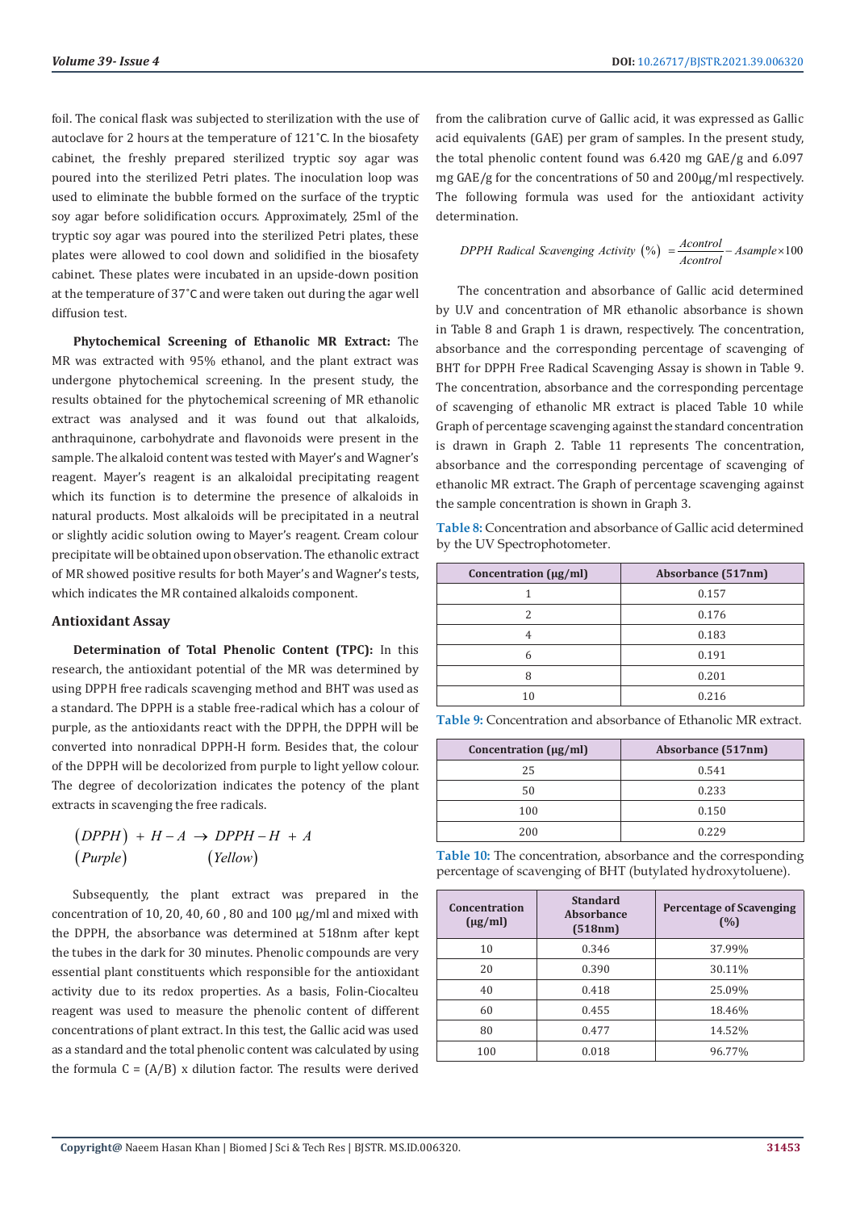foil. The conical flask was subjected to sterilization with the use of autoclave for 2 hours at the temperature of 121˚C. In the biosafety cabinet, the freshly prepared sterilized tryptic soy agar was poured into the sterilized Petri plates. The inoculation loop was used to eliminate the bubble formed on the surface of the tryptic soy agar before solidification occurs. Approximately, 25ml of the tryptic soy agar was poured into the sterilized Petri plates, these plates were allowed to cool down and solidified in the biosafety cabinet. These plates were incubated in an upside-down position at the temperature of 37˚C and were taken out during the agar well diffusion test.

**Phytochemical Screening of Ethanolic MR Extract:** The MR was extracted with 95% ethanol, and the plant extract was undergone phytochemical screening. In the present study, the results obtained for the phytochemical screening of MR ethanolic extract was analysed and it was found out that alkaloids, anthraquinone, carbohydrate and flavonoids were present in the sample. The alkaloid content was tested with Mayer's and Wagner's reagent. Mayer's reagent is an alkaloidal precipitating reagent which its function is to determine the presence of alkaloids in natural products. Most alkaloids will be precipitated in a neutral or slightly acidic solution owing to Mayer's reagent. Cream colour precipitate will be obtained upon observation. The ethanolic extract of MR showed positive results for both Mayer's and Wagner's tests, which indicates the MR contained alkaloids component.

### Antioxidant Assay

**Determination of Total Phenolic Content (TPC):** In this research, the antioxidant potential of the MR was determined by using DPPH free radicals scavenging method and BHT was used as a standard. The DPPH is a stable free-radical which has a colour of purple, as the antioxidants react with the DPPH, the DPPH will be converted into nonradical DPPH-H form. Besides that, the colour of the DPPH will be decolorized from purple to light yellow colour. The degree of decolorization indicates the potency of the plant extracts in scavenging the free radicals.

$$\underset{(Purple)}{(DPPH)} + H-A \rightarrow \underset{(Yellow)}{DPPH-H} + A$$

Subsequently, the plant extract was prepared in the concentration of 10, 20, 40, 60 , 80 and 100 µg/ml and mixed with the DPPH, the absorbance was determined at 518nm after kept the tubes in the dark for 30 minutes. Phenolic compounds are very essential plant constituents which responsible for the antioxidant activity due to its redox properties. As a basis, Folin-Ciocalteu reagent was used to measure the phenolic content of different concentrations of plant extract. In this test, the Gallic acid was used as a standard and the total phenolic content was calculated by using the formula C = (A/B) x dilution factor. The results were derived from the calibration curve of Gallic acid, it was expressed as Gallic acid equivalents (GAE) per gram of samples. In the present study, the total phenolic content found was 6.420 mg GAE/g and 6.097 mg GAE/g for the concentrations of 50 and 200µg/ml respectively. The following formula was used for the antioxidant activity determination.

$$DPPH\ Radical\ Scavenging\ Activity\ (\%) = \frac{Acontrol}{Acontrol} - Asample \times 100$$

The concentration and absorbance of Gallic acid determined by U.V and concentration of MR ethanolic absorbance is shown in Table 8 and Graph 1 is drawn, respectively. The concentration, absorbance and the corresponding percentage of scavenging of BHT for DPPH Free Radical Scavenging Assay is shown in Table 9. The concentration, absorbance and the corresponding percentage of scavenging of ethanolic MR extract is placed Table 10 while Graph of percentage scavenging against the standard concentration is drawn in Graph 2. Table 11 represents The concentration, absorbance and the corresponding percentage of scavenging of ethanolic MR extract. The Graph of percentage scavenging against the sample concentration is shown in Graph 3.

**Table 8:** Concentration and absorbance of Gallic acid determined by the UV Spectrophotometer.

| Concentration (µg/ml) | Absorbance (517nm) |
|---|---|
| 1 | 0.157 |
| 2 | 0.176 |
| 4 | 0.183 |
| 6 | 0.191 |
| 8 | 0.201 |
| 10 | 0.216 |

**Table 9:** Concentration and absorbance of Ethanolic MR extract.

| Concentration (µg/ml) | Absorbance (517nm) |
|---|---|
| 25 | 0.541 |
| 50 | 0.233 |
| 100 | 0.150 |
| 200 | 0.229 |

**Table 10:** The concentration, absorbance and the corresponding percentage of scavenging of BHT (butylated hydroxytoluene).

| Concentration (µg/ml) | Standard Absorbance (518nm) | Percentage of Scavenging (%) |
|---|---|---|
| 10 | 0.346 | 37.99% |
| 20 | 0.390 | 30.11% |
| 40 | 0.418 | 25.09% |
| 60 | 0.455 | 18.46% |
| 80 | 0.477 | 14.52% |
| 100 | 0.018 | 96.77% |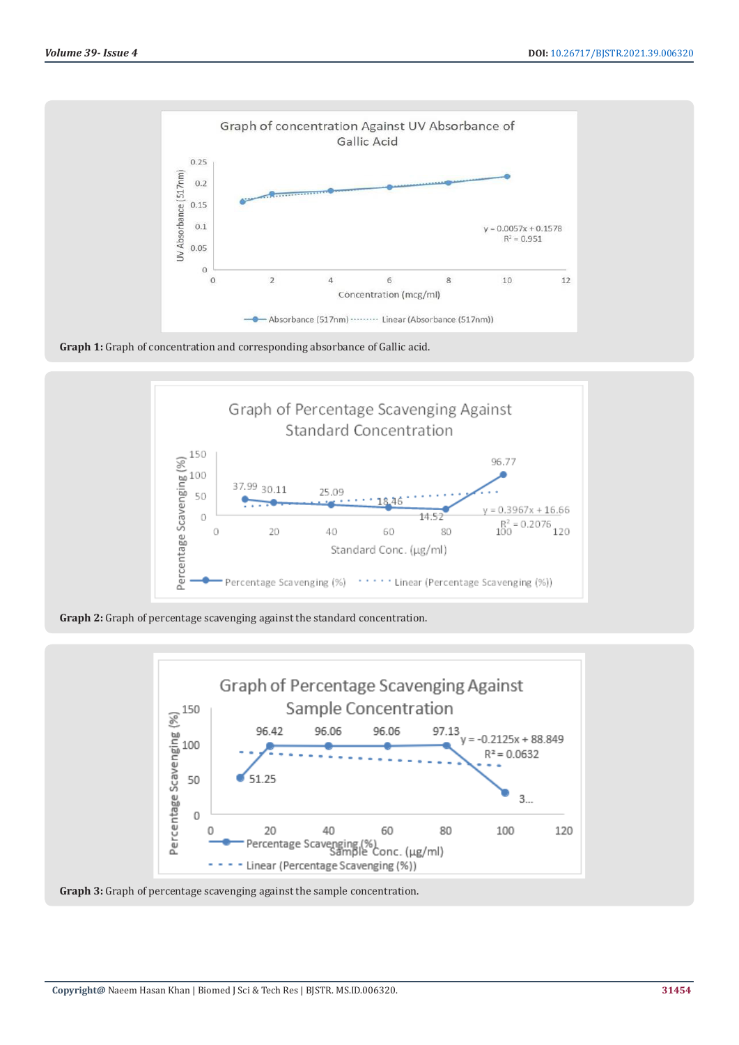Graph 1: Graph of concentration and corresponding absorbance of Gallic acid.

Graph 2: Graph of percentage scavenging against the standard concentration.

Graph 3: Graph of percentage scavenging against the sample concentration.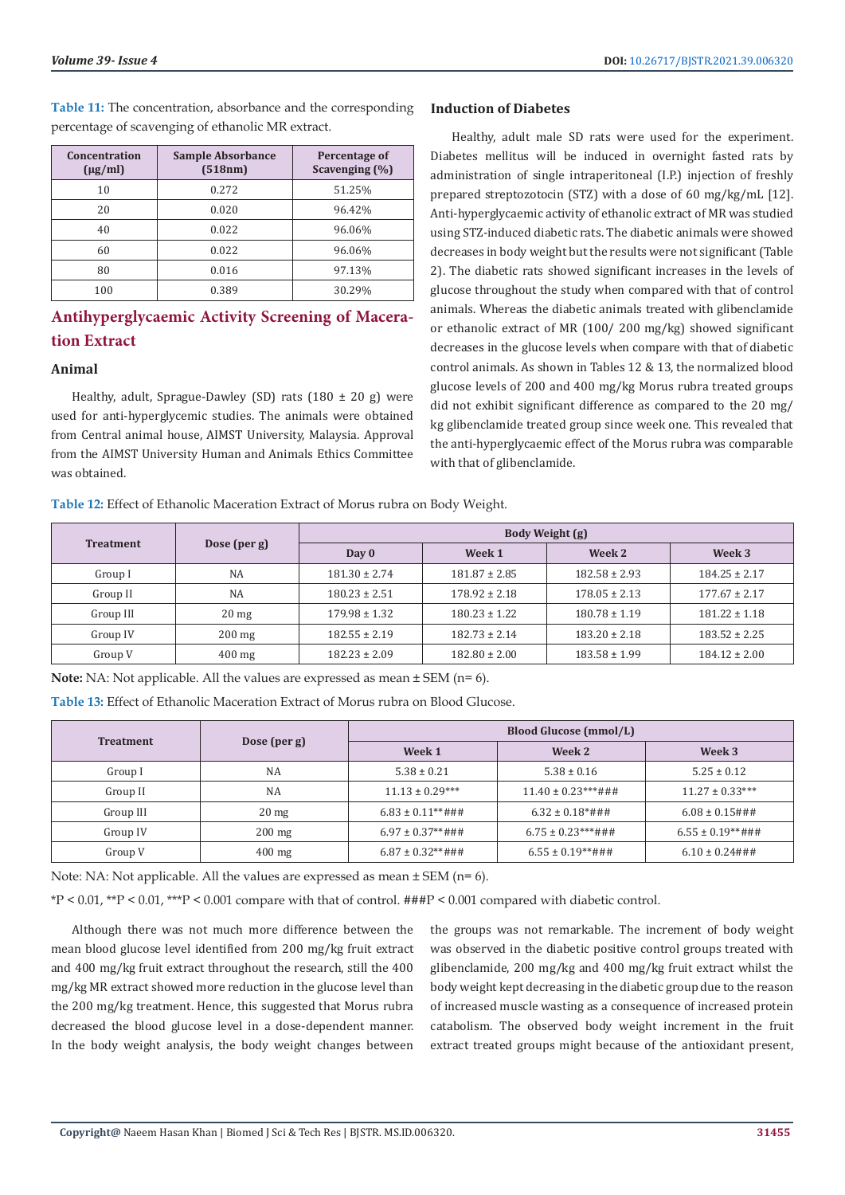**Table 11:** The concentration, absorbance and the corresponding percentage of scavenging of ethanolic MR extract.

| Concentration (µg/ml) | Sample Absorbance (518nm) | Percentage of Scavenging (%) |
|---|---|---|
| 10 | 0.272 | 51.25% |
| 20 | 0.020 | 96.42% |
| 40 | 0.022 | 96.06% |
| 60 | 0.022 | 96.06% |
| 80 | 0.016 | 97.13% |
| 100 | 0.389 | 30.29% |

## Antihyperglycaemic Activity Screening of Maceration Extract

### Animal

Healthy, adult, Sprague-Dawley (SD) rats (180 ± 20 g) were used for anti-hyperglycemic studies. The animals were obtained from Central animal house, AIMST University, Malaysia. Approval from the AIMST University Human and Animals Ethics Committee was obtained.

### Induction of Diabetes

Healthy, adult male SD rats were used for the experiment. Diabetes mellitus will be induced in overnight fasted rats by administration of single intraperitoneal (I.P.) injection of freshly prepared streptozotocin (STZ) with a dose of 60 mg/kg/mL [12]. Anti-hyperglycaemic activity of ethanolic extract of MR was studied using STZ-induced diabetic rats. The diabetic animals were showed decreases in body weight but the results were not significant (Table 2). The diabetic rats showed significant increases in the levels of glucose throughout the study when compared with that of control animals. Whereas the diabetic animals treated with glibenclamide or ethanolic extract of MR (100/ 200 mg/kg) showed significant decreases in the glucose levels when compare with that of diabetic control animals. As shown in Tables 12 & 13, the normalized blood glucose levels of 200 and 400 mg/kg Morus rubra treated groups did not exhibit significant difference as compared to the 20 mg/kg glibenclamide treated group since week one. This revealed that the anti-hyperglycaemic effect of the Morus rubra was comparable with that of glibenclamide.

**Table 12:** Effect of Ethanolic Maceration Extract of Morus rubra on Body Weight.

| Treatment | Dose (per g) | Body Weight (g) | | | |
|---|---|---|---|---|---|
| | | Day 0 | Week 1 | Week 2 | Week 3 |
| Group I | NA | 181.30 ± 2.74 | 181.87 ± 2.85 | 182.58 ± 2.93 | 184.25 ± 2.17 |
| Group II | NA | 180.23 ± 2.51 | 178.92 ± 2.18 | 178.05 ± 2.13 | 177.67 ± 2.17 |
| Group III | 20 mg | 179.98 ± 1.32 | 180.23 ± 1.22 | 180.78 ± 1.19 | 181.22 ± 1.18 |
| Group IV | 200 mg | 182.55 ± 2.19 | 182.73 ± 2.14 | 183.20 ± 2.18 | 183.52 ± 2.25 |
| Group V | 400 mg | 182.23 ± 2.09 | 182.80 ± 2.00 | 183.58 ± 1.99 | 184.12 ± 2.00 |

**Note:** NA: Not applicable. All the values are expressed as mean ± SEM (n= 6).

**Table 13:** Effect of Ethanolic Maceration Extract of Morus rubra on Blood Glucose.

| Treatment | Dose (per g) | Blood Glucose (mmol/L) | | |
|---|---|---|---|---|
| | | Week 1 | Week 2 | Week 3 |
| Group I | NA | 5.38 ± 0.21 | 5.38 ± 0.16 | 5.25 ± 0.12 |
| Group II | NA | 11.13 ± 0.29*** | 11.40 ± 0.23***### | 11.27 ± 0.33*** |
| Group III | 20 mg | 6.83 ± 0.11**### | 6.32 ± 0.18*### | 6.08 ± 0.15### |
| Group IV | 200 mg | 6.97 ± 0.37**### | 6.75 ± 0.23***### | 6.55 ± 0.19**### |
| Group V | 400 mg | 6.87 ± 0.32**### | 6.55 ± 0.19**### | 6.10 ± 0.24### |

Note: NA: Not applicable. All the values are expressed as mean ± SEM (n= 6).

*P < 0.01, **P < 0.01, ***P < 0.001 compare with that of control. ###P < 0.001 compared with diabetic control.

Although there was not much more difference between the mean blood glucose level identified from 200 mg/kg fruit extract and 400 mg/kg fruit extract throughout the research, still the 400 mg/kg MR extract showed more reduction in the glucose level than the 200 mg/kg treatment. Hence, this suggested that Morus rubra decreased the blood glucose level in a dose-dependent manner. In the body weight analysis, the body weight changes between the groups was not remarkable. The increment of body weight was observed in the diabetic positive control groups treated with glibenclamide, 200 mg/kg and 400 mg/kg fruit extract whilst the body weight kept decreasing in the diabetic group due to the reason of increased muscle wasting as a consequence of increased protein catabolism. The observed body weight increment in the fruit extract treated groups might because of the antioxidant present,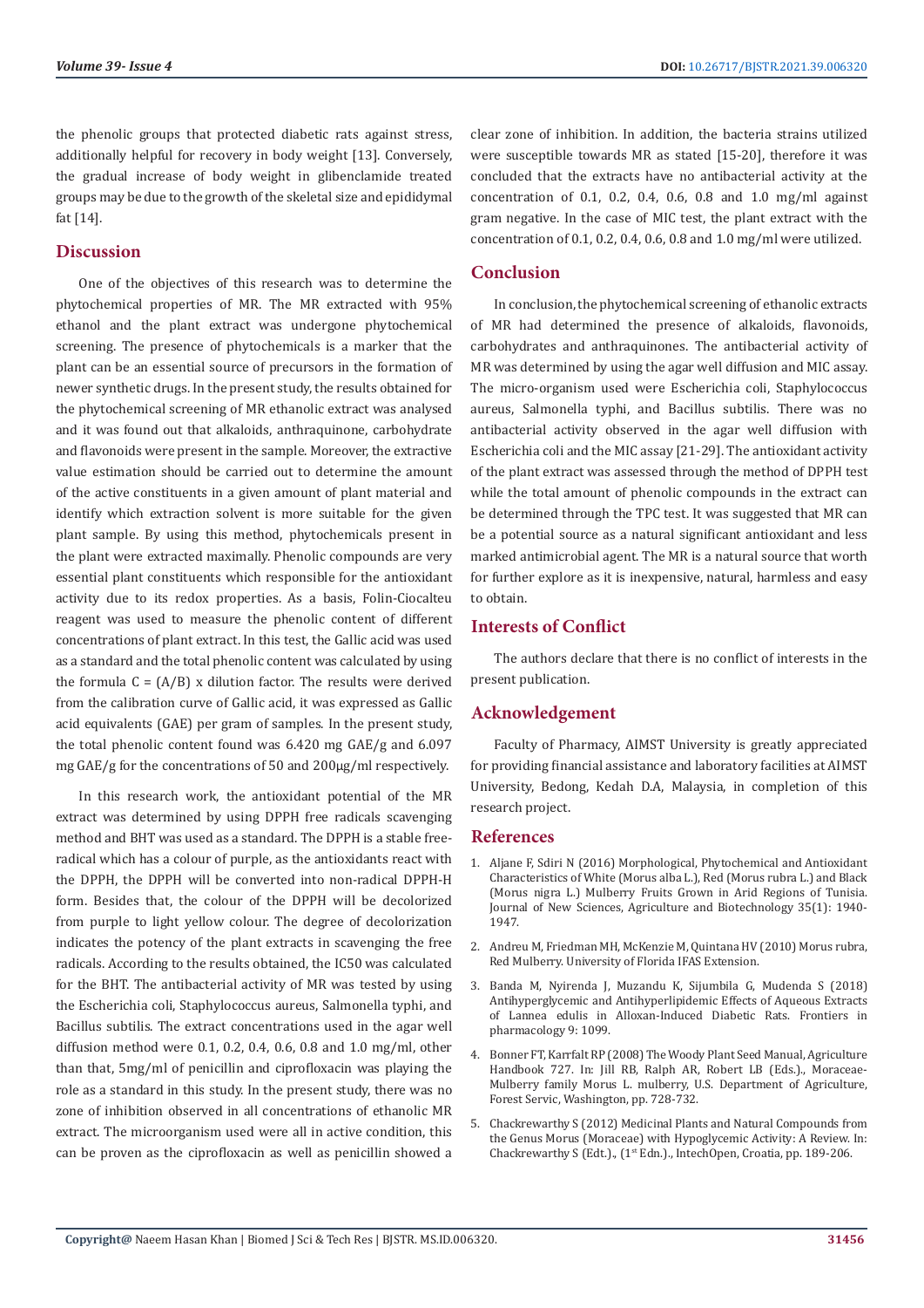the phenolic groups that protected diabetic rats against stress, additionally helpful for recovery in body weight [13]. Conversely, the gradual increase of body weight in glibenclamide treated groups may be due to the growth of the skeletal size and epididymal fat [14].

## Discussion

One of the objectives of this research was to determine the phytochemical properties of MR. The MR extracted with 95% ethanol and the plant extract was undergone phytochemical screening. The presence of phytochemicals is a marker that the plant can be an essential source of precursors in the formation of newer synthetic drugs. In the present study, the results obtained for the phytochemical screening of MR ethanolic extract was analysed and it was found out that alkaloids, anthraquinone, carbohydrate and flavonoids were present in the sample. Moreover, the extractive value estimation should be carried out to determine the amount of the active constituents in a given amount of plant material and identify which extraction solvent is more suitable for the given plant sample. By using this method, phytochemicals present in the plant were extracted maximally. Phenolic compounds are very essential plant constituents which responsible for the antioxidant activity due to its redox properties. As a basis, Folin-Ciocalteu reagent was used to measure the phenolic content of different concentrations of plant extract. In this test, the Gallic acid was used as a standard and the total phenolic content was calculated by using the formula $C = (A/B) \times$ dilution factor. The results were derived from the calibration curve of Gallic acid, it was expressed as Gallic acid equivalents (GAE) per gram of samples. In the present study, the total phenolic content found was 6.420 mg GAE/g and 6.097 mg GAE/g for the concentrations of 50 and 200µg/ml respectively.

In this research work, the antioxidant potential of the MR extract was determined by using DPPH free radicals scavenging method and BHT was used as a standard. The DPPH is a stable free-radical which has a colour of purple, as the antioxidants react with the DPPH, the DPPH will be converted into non-radical DPPH-H form. Besides that, the colour of the DPPH will be decolorized from purple to light yellow colour. The degree of decolorization indicates the potency of the plant extracts in scavenging the free radicals. According to the results obtained, the IC50 was calculated for the BHT. The antibacterial activity of MR was tested by using the Escherichia coli, Staphylococcus aureus, Salmonella typhi, and Bacillus subtilis. The extract concentrations used in the agar well diffusion method were 0.1, 0.2, 0.4, 0.6, 0.8 and 1.0 mg/ml, other than that, 5mg/ml of penicillin and ciprofloxacin was playing the role as a standard in this study. In the present study, there was no zone of inhibition observed in all concentrations of ethanolic MR extract. The microorganism used were all in active condition, this can be proven as the ciprofloxacin as well as penicillin showed a clear zone of inhibition. In addition, the bacteria strains utilized were susceptible towards MR as stated [15-20], therefore it was concluded that the extracts have no antibacterial activity at the concentration of 0.1, 0.2, 0.4, 0.6, 0.8 and 1.0 mg/ml against gram negative. In the case of MIC test, the plant extract with the concentration of 0.1, 0.2, 0.4, 0.6, 0.8 and 1.0 mg/ml were utilized.

## Conclusion

In conclusion, the phytochemical screening of ethanolic extracts of MR had determined the presence of alkaloids, flavonoids, carbohydrates and anthraquinones. The antibacterial activity of MR was determined by using the agar well diffusion and MIC assay. The micro-organism used were Escherichia coli, Staphylococcus aureus, Salmonella typhi, and Bacillus subtilis. There was no antibacterial activity observed in the agar well diffusion with Escherichia coli and the MIC assay [21-29]. The antioxidant activity of the plant extract was assessed through the method of DPPH test while the total amount of phenolic compounds in the extract can be determined through the TPC test. It was suggested that MR can be a potential source as a natural significant antioxidant and less marked antimicrobial agent. The MR is a natural source that worth for further explore as it is inexpensive, natural, harmless and easy to obtain.

## Interests of Conflict

The authors declare that there is no conflict of interests in the present publication.

## Acknowledgement

Faculty of Pharmacy, AIMST University is greatly appreciated for providing financial assistance and laboratory facilities at AIMST University, Bedong, Kedah D.A, Malaysia, in completion of this research project.

## References

1. Aljane F, Sdiri N (2016) Morphological, Phytochemical and Antioxidant Characteristics of White (Morus alba L.), Red (Morus rubra L.) and Black (Morus nigra L.) Mulberry Fruits Grown in Arid Regions of Tunisia. Journal of New Sciences, Agriculture and Biotechnology 35(1): 1940-1947.
2. Andreu M, Friedman MH, McKenzie M, Quintana HV (2010) Morus rubra, Red Mulberry. University of Florida IFAS Extension.
3. Banda M, Nyirenda J, Muzandu K, Sijumbila G, Mudenda S (2018) Antihyperglycemic and Antihyperlipidemic Effects of Aqueous Extracts of Lannea edulis in Alloxan-Induced Diabetic Rats. Frontiers in pharmacology 9: 1099.
4. Bonner FT, Karrfalt RP (2008) The Woody Plant Seed Manual, Agriculture Handbook 727. In: Jill RB, Ralph AR, Robert LB (Eds.)., Moraceae-Mulberry family Morus L. mulberry, U.S. Department of Agriculture, Forest Servic, Washington, pp. 728-732.
5. Chackrewarthy S (2012) Medicinal Plants and Natural Compounds from the Genus Morus (Moraceae) with Hypoglycemic Activity: A Review. In: Chackrewarthy S (Edt.)., (1st Edn.)., IntechOpen, Croatia, pp. 189-206.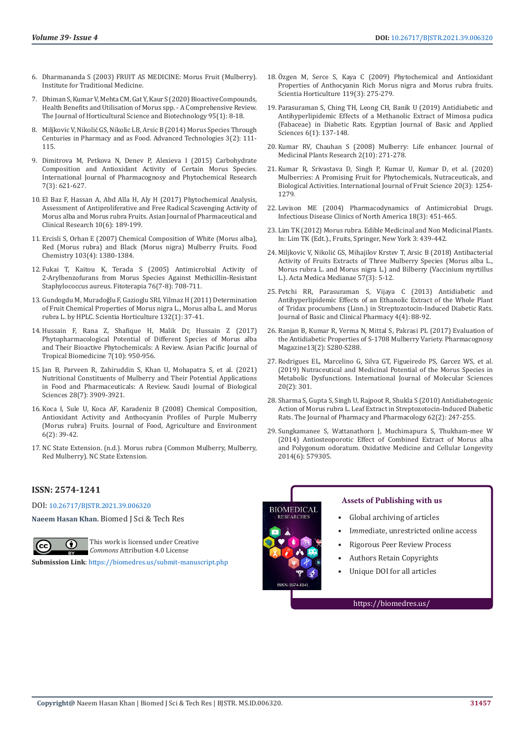6. Dharmananda S (2003) FRUIT AS MEDICINE: Morus Fruit (Mulberry). Institute for Traditional Medicine.
7. Dhiman S, Kumar V, Mehta CM, Gat Y, Kaur S (2020) Bioactive Compounds, Health Benefits and Utilisation of Morus spp. - A Comprehensive Review. The Journal of Horticultural Science and Biotechnology 95(1): 8-18.
8. Miljkovic V, Nikolić GS, Nikolic LB, Arsic B (2014) Morus Species Through Centuries in Pharmacy and as Food. Advanced Technologies 3(2): 111-115.
9. Dimitrova M, Petkova N, Denev P, Alexieva I (2015) Carbohydrate Composition and Antioxidant Activity of Certain Morus Species. International Journal of Pharmacognosy and Phytochemical Research 7(3): 621-627.
10. El Baz F, Hassan A, Abd Alla H, Aly H (2017) Phytochemical Analysis, Assessment of Antiproliferative and Free Radical Scavenging Activity of Morus alba and Morus rubra Fruits. Asian Journal of Pharmaceutical and Clinical Research 10(6): 189-199.
11. Ercisli S, Orhan E (2007) Chemical Composition of White (Morus alba), Red (Morus rubra) and Black (Morus nigra) Mulberry Fruits. Food Chemistry 103(4): 1380-1384.
12. Fukai T, Kaitou K, Terada S (2005) Antimicrobial Activity of 2-Arylbenzofurans from Morus Species Against Methicillin-Resistant Staphylococcus aureus. Fitoterapia 76(7-8): 708-711.
13. Gundogdu M, Muradoğlu F, Gazioglu SRI, Yilmaz H (2011) Determination of Fruit Chemical Properties of Morus nigra L., Morus alba L. and Morus rubra L. by HPLC. Scientia Horticulture 132(1): 37-41.
14. Hussain F, Rana Z, Shafique H, Malik Dr, Hussain Z (2017) Phytopharmacological Potential of Different Species of Morus alba and Their Bioactive Phytochemicals: A Review. Asian Pacific Journal of Tropical Biomedicine 7(10): 950-956.
15. Jan B, Parveen R, Zahiruddin S, Khan U, Mohapatra S, et al. (2021) Nutritional Constituents of Mulberry and Their Potential Applications in Food and Pharmaceuticals: A Review. Saudi Journal of Biological Sciences 28(7): 3909-3921.
16. Koca I, Sule U, Koca AF, Karadeniz B (2008) Chemical Composition, Antioxidant Activity and Anthocyanin Profiles of Purple Mulberry (Morus rubra) Fruits. Journal of Food, Agriculture and Environment 6(2): 39-42.
17. NC State Extension. (n.d.). Morus rubra (Common Mulberry, Mulberry, Red Mulberry). NC State Extension.
18. Özgen M, Serce S, Kaya C (2009) Phytochemical and Antioxidant Properties of Anthocyanin Rich Morus nigra and Morus rubra fruits. Scientia Horticulture 119(3): 275-279.
19. Parasuraman S, Ching TH, Leong CH, Banik U (2019) Antidiabetic and Antihyperlipidemic Effects of a Methanolic Extract of Mimosa pudica (Fabaceae) in Diabetic Rats. Egyptian Journal of Basic and Applied Sciences 6(1): 137-148.
20. Kumar RV, Chauhan S (2008) Mulberry: Life enhancer. Journal of Medicinal Plants Research 2(10): 271-278.
21. Kumar R, Srivastava D, Singh P, Kumar U, Kumar D, et al. (2020) Mulberries: A Promising Fruit for Phytochemicals, Nutraceuticals, and Biological Activities. International Journal of Fruit Science 20(3): 1254-1279.
22. Levison ME (2004) Pharmacodynamics of Antimicrobial Drugs. Infectious Disease Clinics of North America 18(3): 451-465.
23. Lim TK (2012) Morus rubra. Edible Medicinal and Non Medicinal Plants. In: Lim TK (Edt.)., Fruits, Springer, New York 3: 439-442.
24. Miljkovic V, Nikolić GS, Mihajilov Krstev T, Arsic B (2018) Antibacterial Activity of Fruits Extracts of Three Mulberry Species (Morus alba L., Morus rubra L. and Morus nigra L.) and Bilberry (Vaccinium myrtillus L.). Acta Medica Medianae 57(3): 5-12.
25. Petchi RR, Parasuraman S, Vijaya C (2013) Antidiabetic and Antihyperlipidemic Effects of an Ethanolic Extract of the Whole Plant of Tridax procumbens (Linn.) in Streptozotocin-Induced Diabetic Rats. Journal of Basic and Clinical Pharmacy 4(4): 88-92.
26. Ranjan B, Kumar R, Verma N, Mittal S, Pakrasi PL (2017) Evaluation of the Antidiabetic Properties of S-1708 Mulberry Variety. Pharmacognosy Magazine13(2): S280-S288.
27. Rodrigues EL, Marcelino G, Silva GT, Figueiredo PS, Garcez WS, et al. (2019) Nutraceutical and Medicinal Potential of the Morus Species in Metabolic Dysfunctions. International Journal of Molecular Sciences 20(2): 301.
28. Sharma S, Gupta S, Singh U, Rajpoot R, Shukla S (2010) Antidiabetogenic Action of Morus rubra L. Leaf Extract in Streptozotocin-Induced Diabetic Rats. The Journal of Pharmacy and Pharmacology 62(2): 247-255.
29. Sungkamanee S, Wattanathorn J, Muchimapura S, Thukham-mee W (2014) Antiosteoporotic Effect of Combined Extract of Morus alba and Polygonum odoratum. Oxidative Medicine and Cellular Longevity 2014(6): 579305.

**ISSN: 2574-1241**

DOI: 10.26717/BJSTR.2021.39.006320

**Naeem Hasan Khan.** Biomed J Sci & Tech Res

This work is licensed under Creative *Commons* Attribution 4.0 License

**Submission Link**: https://biomedres.us/submit-manuscript.php

**Assets of Publishing with us**

- Global archiving of articles
- Im*me*diate, unrestricted online access
- Rigorous Peer Review Process
- Authors Retain Copyrights
- Unique DOI for all articles

https://biomedres.us/